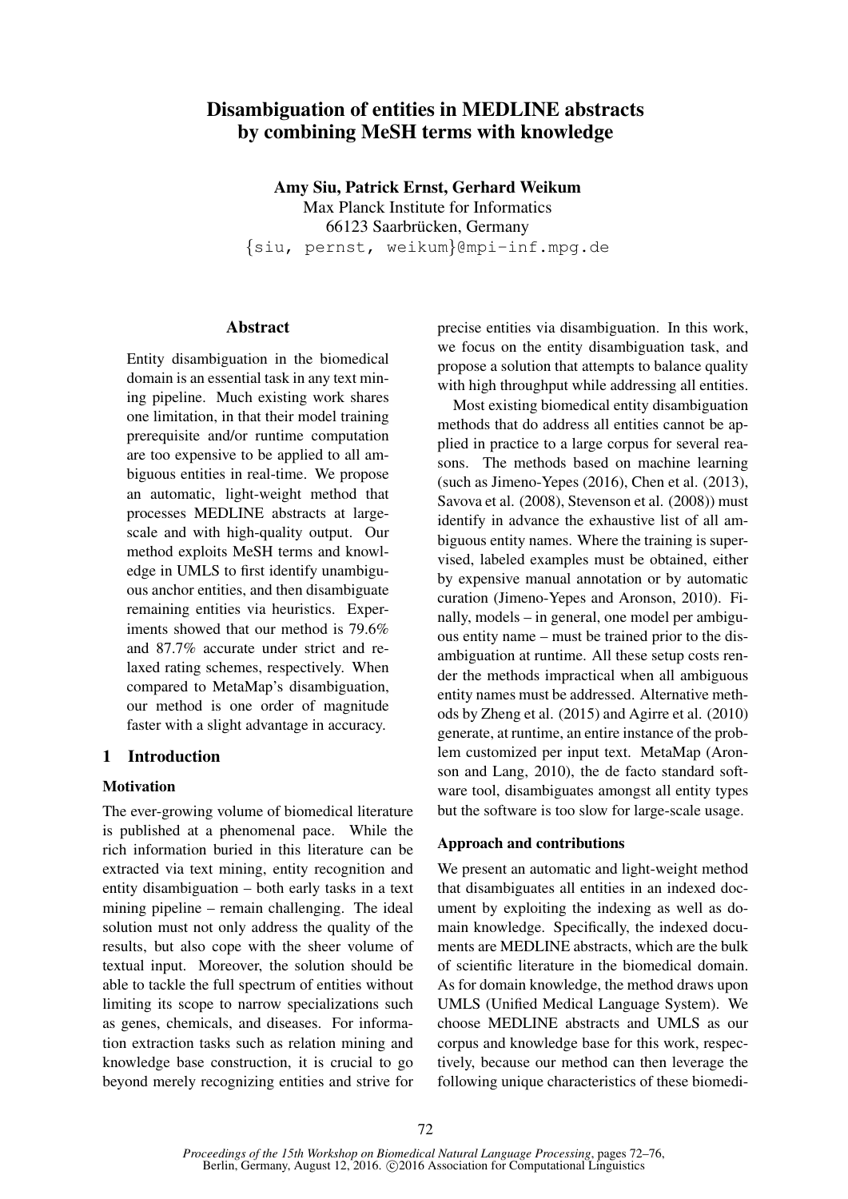# Disambiguation of entities in MEDLINE abstracts by combining MeSH terms with knowledge

**Amy Siu, Patrick Ernst, Gerhard Weikum**
Max Planck Institute for Informatics
66123 Saarbrücken, Germany
{siu, pernst, weikum}@mpi-inf.mpg.de

## Abstract

Entity disambiguation in the biomedical domain is an essential task in any text mining pipeline. Much existing work shares one limitation, in that their model training prerequisite and/or runtime computation are too expensive to be applied to all ambiguous entities in real-time. We propose an automatic, light-weight method that processes MEDLINE abstracts at large-scale and with high-quality output. Our method exploits MeSH terms and knowledge in UMLS to first identify unambiguous anchor entities, and then disambiguate remaining entities via heuristics. Experiments showed that our method is 79.6% and 87.7% accurate under strict and relaxed rating schemes, respectively. When compared to MetaMap's disambiguation, our method is one order of magnitude faster with a slight advantage in accuracy.

## 1 Introduction

### Motivation

The ever-growing volume of biomedical literature is published at a phenomenal pace. While the rich information buried in this literature can be extracted via text mining, entity recognition and entity disambiguation – both early tasks in a text mining pipeline – remain challenging. The ideal solution must not only address the quality of the results, but also cope with the sheer volume of textual input. Moreover, the solution should be able to tackle the full spectrum of entities without limiting its scope to narrow specializations such as genes, chemicals, and diseases. For information extraction tasks such as relation mining and knowledge base construction, it is crucial to go beyond merely recognizing entities and strive for precise entities via disambiguation. In this work, we focus on the entity disambiguation task, and propose a solution that attempts to balance quality with high throughput while addressing all entities.

Most existing biomedical entity disambiguation methods that do address all entities cannot be applied in practice to a large corpus for several reasons. The methods based on machine learning (such as Jimeno-Yepes (2016), Chen et al. (2013), Savova et al. (2008), Stevenson et al. (2008)) must identify in advance the exhaustive list of all ambiguous entity names. Where the training is supervised, labeled examples must be obtained, either by expensive manual annotation or by automatic curation (Jimeno-Yepes and Aronson, 2010). Finally, models – in general, one model per ambiguous entity name – must be trained prior to the disambiguation at runtime. All these setup costs render the methods impractical when all ambiguous entity names must be addressed. Alternative methods by Zheng et al. (2015) and Agirre et al. (2010) generate, at runtime, an entire instance of the problem customized per input text. MetaMap (Aronson and Lang, 2010), the de facto standard software tool, disambiguates amongst all entity types but the software is too slow for large-scale usage.

### Approach and contributions

We present an automatic and light-weight method that disambiguates all entities in an indexed document by exploiting the indexing as well as domain knowledge. Specifically, the indexed documents are MEDLINE abstracts, which are the bulk of scientific literature in the biomedical domain. As for domain knowledge, the method draws upon UMLS (Unified Medical Language System). We choose MEDLINE abstracts and UMLS as our corpus and knowledge base for this work, respectively, because our method can then leverage the following unique characteristics of these biomedi-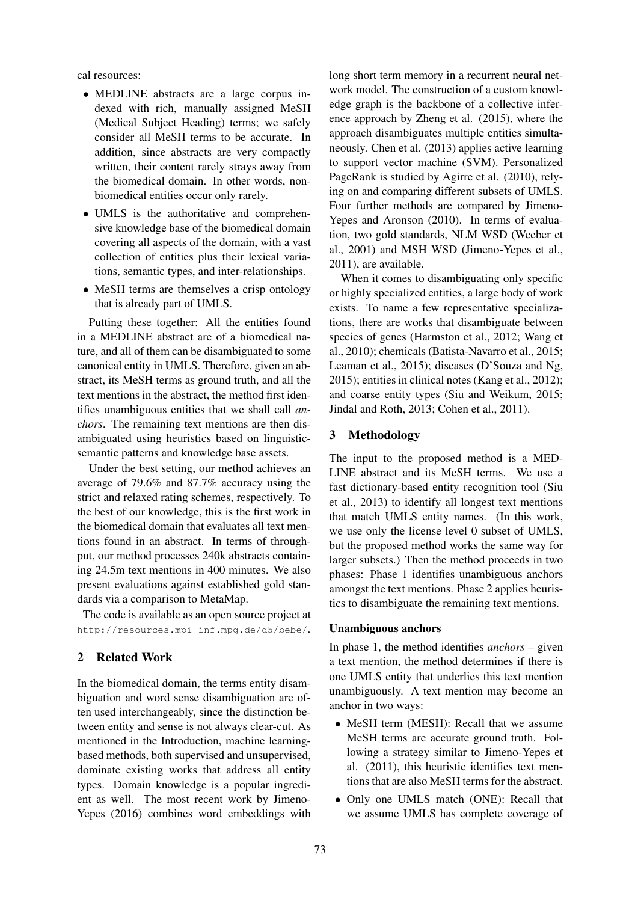cal resources:

- MEDLINE abstracts are a large corpus indexed with rich, manually assigned MeSH (Medical Subject Heading) terms; we safely consider all MeSH terms to be accurate. In addition, since abstracts are very compactly written, their content rarely strays away from the biomedical domain. In other words, non-biomedical entities occur only rarely.
- UMLS is the authoritative and comprehensive knowledge base of the biomedical domain covering all aspects of the domain, with a vast collection of entities plus their lexical variations, semantic types, and inter-relationships.
- MeSH terms are themselves a crisp ontology that is already part of UMLS.

Putting these together: All the entities found in a MEDLINE abstract are of a biomedical nature, and all of them can be disambiguated to some canonical entity in UMLS. Therefore, given an abstract, its MeSH terms as ground truth, and all the text mentions in the abstract, the method first identifies unambiguous entities that we shall call *anchors*. The remaining text mentions are then disambiguated using heuristics based on linguistic-semantic patterns and knowledge base assets.

Under the best setting, our method achieves an average of 79.6% and 87.7% accuracy using the strict and relaxed rating schemes, respectively. To the best of our knowledge, this is the first work in the biomedical domain that evaluates all text mentions found in an abstract. In terms of throughput, our method processes 240k abstracts containing 24.5m text mentions in 400 minutes. We also present evaluations against established gold standards via a comparison to MetaMap.

The code is available as an open source project at http://resources.mpi-inf.mpg.de/d5/bebe/.

## 2 Related Work

In the biomedical domain, the terms entity disambiguation and word sense disambiguation are often used interchangeably, since the distinction between entity and sense is not always clear-cut. As mentioned in the Introduction, machine learning-based methods, both supervised and unsupervised, dominate existing works that address all entity types. Domain knowledge is a popular ingredient as well. The most recent work by Jimeno-Yepes (2016) combines word embeddings with long short term memory in a recurrent neural network model. The construction of a custom knowledge graph is the backbone of a collective inference approach by Zheng et al. (2015), where the approach disambiguates multiple entities simultaneously. Chen et al. (2013) applies active learning to support vector machine (SVM). Personalized PageRank is studied by Agirre et al. (2010), relying on and comparing different subsets of UMLS. Four further methods are compared by Jimeno-Yepes and Aronson (2010). In terms of evaluation, two gold standards, NLM WSD (Weeber et al., 2001) and MSH WSD (Jimeno-Yepes et al., 2011), are available.

When it comes to disambiguating only specific or highly specialized entities, a large body of work exists. To name a few representative specializations, there are works that disambiguate between species of genes (Harmston et al., 2012; Wang et al., 2010); chemicals (Batista-Navarro et al., 2015; Leaman et al., 2015); diseases (D'Souza and Ng, 2015); entities in clinical notes (Kang et al., 2012); and coarse entity types (Siu and Weikum, 2015; Jindal and Roth, 2013; Cohen et al., 2011).

## 3 Methodology

The input to the proposed method is a MEDLINE abstract and its MeSH terms. We use a fast dictionary-based entity recognition tool (Siu et al., 2013) to identify all longest text mentions that match UMLS entity names. (In this work, we use only the license level 0 subset of UMLS, but the proposed method works the same way for larger subsets.) Then the method proceeds in two phases: Phase 1 identifies unambiguous anchors amongst the text mentions. Phase 2 applies heuristics to disambiguate the remaining text mentions.

**Unambiguous anchors**

In phase 1, the method identifies *anchors* – given a text mention, the method determines if there is one UMLS entity that underlies this text mention unambiguously. A text mention may become an anchor in two ways:

- MeSH term (MESH): Recall that we assume MeSH terms are accurate ground truth. Following a strategy similar to Jimeno-Yepes et al. (2011), this heuristic identifies text mentions that are also MeSH terms for the abstract.
- Only one UMLS match (ONE): Recall that we assume UMLS has complete coverage of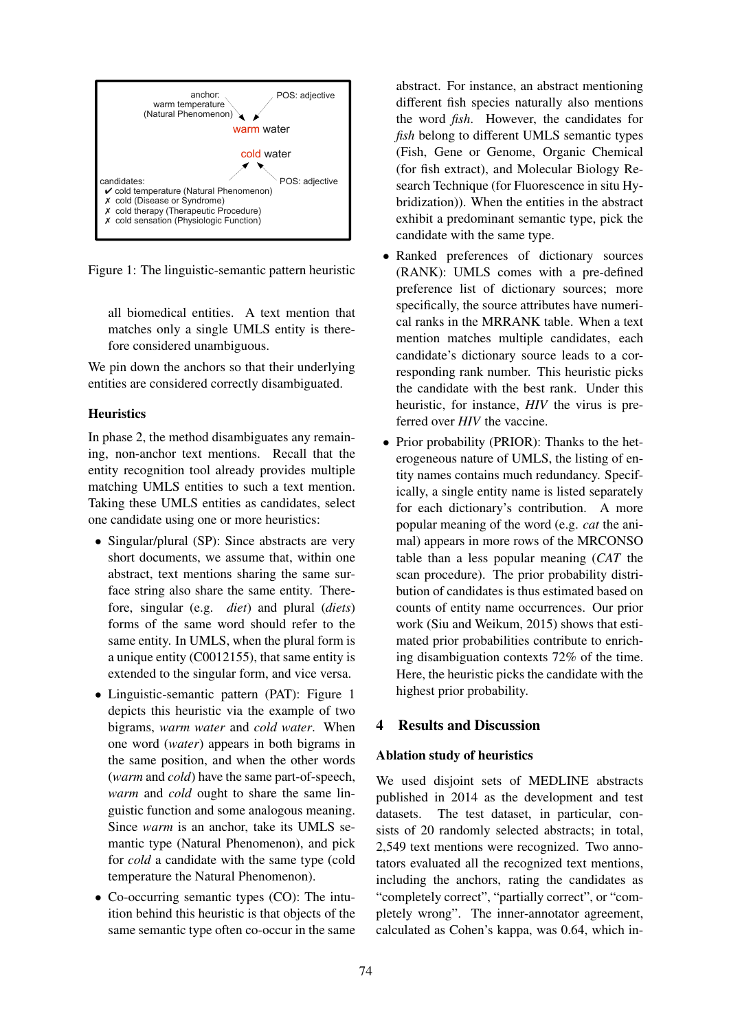anchor: warm temperature (Natural Phenomenon) → warm water ← POS: adjective

cold water

candidates: ← POS: adjective

✔ cold temperature (Natural Phenomenon)
✗ cold (Disease or Syndrome)
✗ cold therapy (Therapeutic Procedure)
✗ cold sensation (Physiologic Function)

Figure 1: The linguistic-semantic pattern heuristic

all biomedical entities. A text mention that matches only a single UMLS entity is therefore considered unambiguous.

We pin down the anchors so that their underlying entities are considered correctly disambiguated.

**Heuristics**

In phase 2, the method disambiguates any remaining, non-anchor text mentions. Recall that the entity recognition tool already provides multiple matching UMLS entities to such a text mention. Taking these UMLS entities as candidates, select one candidate using one or more heuristics:

- Singular/plural (SP): Since abstracts are very short documents, we assume that, within one abstract, text mentions sharing the same surface string also share the same entity. Therefore, singular (e.g. *diet*) and plural (*diets*) forms of the same word should refer to the same entity. In UMLS, when the plural form is a unique entity (C0012155), that same entity is extended to the singular form, and vice versa.
- Linguistic-semantic pattern (PAT): Figure 1 depicts this heuristic via the example of two bigrams, *warm water* and *cold water*. When one word (*water*) appears in both bigrams in the same position, and when the other words (*warm* and *cold*) have the same part-of-speech, *warm* and *cold* ought to share the same linguistic function and some analogous meaning. Since *warm* is an anchor, take its UMLS semantic type (Natural Phenomenon), and pick for *cold* a candidate with the same type (cold temperature the Natural Phenomenon).
- Co-occurring semantic types (CO): The intuition behind this heuristic is that objects of the same semantic type often co-occur in the same abstract. For instance, an abstract mentioning different fish species naturally also mentions the word *fish*. However, the candidates for *fish* belong to different UMLS semantic types (Fish, Gene or Genome, Organic Chemical (for fish extract), and Molecular Biology Research Technique (for Fluorescence in situ Hybridization)). When the entities in the abstract exhibit a predominant semantic type, pick the candidate with the same type.
- Ranked preferences of dictionary sources (RANK): UMLS comes with a pre-defined preference list of dictionary sources; more specifically, the source attributes have numerical ranks in the MRRANK table. When a text mention matches multiple candidates, each candidate's dictionary source leads to a corresponding rank number. This heuristic picks the candidate with the best rank. Under this heuristic, for instance, *HIV* the virus is preferred over *HIV* the vaccine.
- Prior probability (PRIOR): Thanks to the heterogeneous nature of UMLS, the listing of entity names contains much redundancy. Specifically, a single entity name is listed separately for each dictionary's contribution. A more popular meaning of the word (e.g. *cat* the animal) appears in more rows of the MRCONSO table than a less popular meaning (*CAT* the scan procedure). The prior probability distribution of candidates is thus estimated based on counts of entity name occurrences. Our prior work (Siu and Weikum, 2015) shows that estimated prior probabilities contribute to enriching disambiguation contexts 72% of the time. Here, the heuristic picks the candidate with the highest prior probability.

## 4 Results and Discussion

**Ablation study of heuristics**

We used disjoint sets of MEDLINE abstracts published in 2014 as the development and test datasets. The test dataset, in particular, consists of 20 randomly selected abstracts; in total, 2,549 text mentions were recognized. Two annotators evaluated all the recognized text mentions, including the anchors, rating the candidates as "completely correct", "partially correct", or "completely wrong". The inner-annotator agreement, calculated as Cohen's kappa, was 0.64, which in-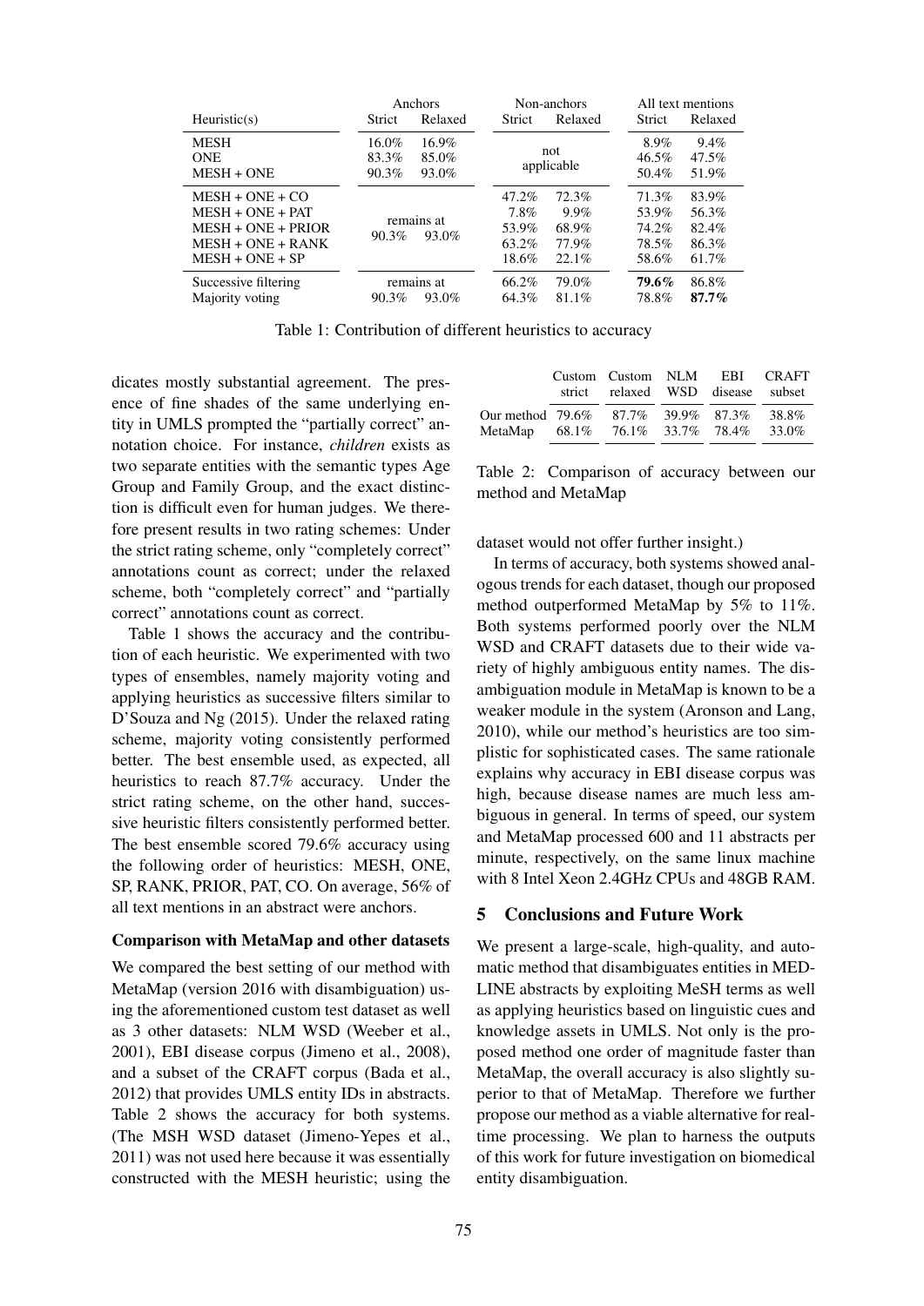| Heuristic(s) | Anchors | | Non-anchors | | All text mentions | |
|---|---|---|---|---|---|---|
| | Strict | Relaxed | Strict | Relaxed | Strict | Relaxed |
| MESH | 16.0% | 16.9% | not applicable | | 8.9% | 9.4% |
| ONE | 83.3% | 85.0% | | | 46.5% | 47.5% |
| MESH + ONE | 90.3% | 93.0% | | | 50.4% | 51.9% |
| MESH + ONE + CO | remains at 90.3% | remains at 93.0% | 47.2% | 72.3% | 71.3% | 83.9% |
| MESH + ONE + PAT | | | 7.8% | 9.9% | 53.9% | 56.3% |
| MESH + ONE + PRIOR | | | 53.9% | 68.9% | 74.2% | 82.4% |
| MESH + ONE + RANK | | | 63.2% | 77.9% | 78.5% | 86.3% |
| MESH + ONE + SP | | | 18.6% | 22.1% | 58.6% | 61.7% |
| Successive filtering | remains at 90.3% | remains at 93.0% | 66.2% | 79.0% | **79.6%** | 86.8% |
| Majority voting | | | 64.3% | 81.1% | 78.8% | **87.7%** |

Table 1: Contribution of different heuristics to accuracy

dicates mostly substantial agreement. The presence of fine shades of the same underlying entity in UMLS prompted the "partially correct" annotation choice. For instance, *children* exists as two separate entities with the semantic types Age Group and Family Group, and the exact distinction is difficult even for human judges. We therefore present results in two rating schemes: Under the strict rating scheme, only "completely correct" annotations count as correct; under the relaxed scheme, both "completely correct" and "partially correct" annotations count as correct.

Table 1 shows the accuracy and the contribution of each heuristic. We experimented with two types of ensembles, namely majority voting and applying heuristics as successive filters similar to D'Souza and Ng (2015). Under the relaxed rating scheme, majority voting consistently performed better. The best ensemble used, as expected, all heuristics to reach 87.7% accuracy. Under the strict rating scheme, on the other hand, successive heuristic filters consistently performed better. The best ensemble scored 79.6% accuracy using the following order of heuristics: MESH, ONE, SP, RANK, PRIOR, PAT, CO. On average, 56% of all text mentions in an abstract were anchors.

**Comparison with MetaMap and other datasets**

We compared the best setting of our method with MetaMap (version 2016 with disambiguation) using the aforementioned custom test dataset as well as 3 other datasets: NLM WSD (Weeber et al., 2001), EBI disease corpus (Jimeno et al., 2008), and a subset of the CRAFT corpus (Bada et al., 2012) that provides UMLS entity IDs in abstracts. Table 2 shows the accuracy for both systems. (The MSH WSD dataset (Jimeno-Yepes et al., 2011) was not used here because it was essentially constructed with the MESH heuristic; using the dataset would not offer further insight.)

| | Custom strict | Custom relaxed | NLM WSD | EBI disease | CRAFT subset |
|---|---|---|---|---|---|
| Our method | 79.6% | 87.7% | 39.9% | 87.3% | 38.8% |
| MetaMap | 68.1% | 76.1% | 33.7% | 78.4% | 33.0% |

Table 2: Comparison of accuracy between our method and MetaMap

In terms of accuracy, both systems showed analogous trends for each dataset, though our proposed method outperformed MetaMap by 5% to 11%. Both systems performed poorly over the NLM WSD and CRAFT datasets due to their wide variety of highly ambiguous entity names. The disambiguation module in MetaMap is known to be a weaker module in the system (Aronson and Lang, 2010), while our method's heuristics are too simplistic for sophisticated cases. The same rationale explains why accuracy in EBI disease corpus was high, because disease names are much less ambiguous in general. In terms of speed, our system and MetaMap processed 600 and 11 abstracts per minute, respectively, on the same linux machine with 8 Intel Xeon 2.4GHz CPUs and 48GB RAM.

## 5 Conclusions and Future Work

We present a large-scale, high-quality, and automatic method that disambiguates entities in MEDLINE abstracts by exploiting MeSH terms as well as applying heuristics based on linguistic cues and knowledge assets in UMLS. Not only is the proposed method one order of magnitude faster than MetaMap, the overall accuracy is also slightly superior to that of MetaMap. Therefore we further propose our method as a viable alternative for real-time processing. We plan to harness the outputs of this work for future investigation on biomedical entity disambiguation.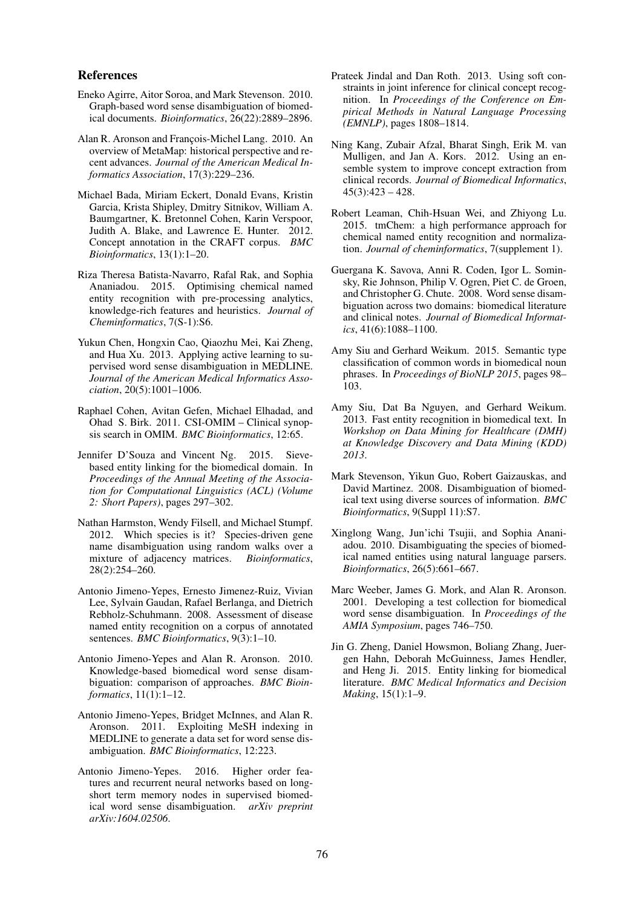## References

Eneko Agirre, Aitor Soroa, and Mark Stevenson. 2010. Graph-based word sense disambiguation of biomedical documents. *Bioinformatics*, 26(22):2889–2896.

Alan R. Aronson and François-Michel Lang. 2010. An overview of MetaMap: historical perspective and recent advances. *Journal of the American Medical Informatics Association*, 17(3):229–236.

Michael Bada, Miriam Eckert, Donald Evans, Kristin Garcia, Krista Shipley, Dmitry Sitnikov, William A. Baumgartner, K. Bretonnel Cohen, Karin Verspoor, Judith A. Blake, and Lawrence E. Hunter. 2012. Concept annotation in the CRAFT corpus. *BMC Bioinformatics*, 13(1):1–20.

Riza Theresa Batista-Navarro, Rafal Rak, and Sophia Ananiadou. 2015. Optimising chemical named entity recognition with pre-processing analytics, knowledge-rich features and heuristics. *Journal of Cheminformatics*, 7(S-1):S6.

Yukun Chen, Hongxin Cao, Qiaozhu Mei, Kai Zheng, and Hua Xu. 2013. Applying active learning to supervised word sense disambiguation in MEDLINE. *Journal of the American Medical Informatics Association*, 20(5):1001–1006.

Raphael Cohen, Avitan Gefen, Michael Elhadad, and Ohad S. Birk. 2011. CSI-OMIM – Clinical synopsis search in OMIM. *BMC Bioinformatics*, 12:65.

Jennifer D'Souza and Vincent Ng. 2015. Sieve-based entity linking for the biomedical domain. In *Proceedings of the Annual Meeting of the Association for Computational Linguistics (ACL) (Volume 2: Short Papers)*, pages 297–302.

Nathan Harmston, Wendy Filsell, and Michael Stumpf. 2012. Which species is it? Species-driven gene name disambiguation using random walks over a mixture of adjacency matrices. *Bioinformatics*, 28(2):254–260.

Antonio Jimeno-Yepes, Ernesto Jimenez-Ruiz, Vivian Lee, Sylvain Gaudan, Rafael Berlanga, and Dietrich Rebholz-Schuhmann. 2008. Assessment of disease named entity recognition on a corpus of annotated sentences. *BMC Bioinformatics*, 9(3):1–10.

Antonio Jimeno-Yepes and Alan R. Aronson. 2010. Knowledge-based biomedical word sense disambiguation: comparison of approaches. *BMC Bioinformatics*, 11(1):1–12.

Antonio Jimeno-Yepes, Bridget McInnes, and Alan R. Aronson. 2011. Exploiting MeSH indexing in MEDLINE to generate a data set for word sense disambiguation. *BMC Bioinformatics*, 12:223.

Antonio Jimeno-Yepes. 2016. Higher order features and recurrent neural networks based on long-short term memory nodes in supervised biomedical word sense disambiguation. *arXiv preprint arXiv:1604.02506*.

Prateek Jindal and Dan Roth. 2013. Using soft constraints in joint inference for clinical concept recognition. In *Proceedings of the Conference on Empirical Methods in Natural Language Processing (EMNLP)*, pages 1808–1814.

Ning Kang, Zubair Afzal, Bharat Singh, Erik M. van Mulligen, and Jan A. Kors. 2012. Using an ensemble system to improve concept extraction from clinical records. *Journal of Biomedical Informatics*, 45(3):423 – 428.

Robert Leaman, Chih-Hsuan Wei, and Zhiyong Lu. 2015. tmChem: a high performance approach for chemical named entity recognition and normalization. *Journal of cheminformatics*, 7(supplement 1).

Guergana K. Savova, Anni R. Coden, Igor L. Sominsky, Rie Johnson, Philip V. Ogren, Piet C. de Groen, and Christopher G. Chute. 2008. Word sense disambiguation across two domains: biomedical literature and clinical notes. *Journal of Biomedical Informatics*, 41(6):1088–1100.

Amy Siu and Gerhard Weikum. 2015. Semantic type classification of common words in biomedical noun phrases. In *Proceedings of BioNLP 2015*, pages 98–103.

Amy Siu, Dat Ba Nguyen, and Gerhard Weikum. 2013. Fast entity recognition in biomedical text. In *Workshop on Data Mining for Healthcare (DMH) at Knowledge Discovery and Data Mining (KDD) 2013*.

Mark Stevenson, Yikun Guo, Robert Gaizauskas, and David Martinez. 2008. Disambiguation of biomedical text using diverse sources of information. *BMC Bioinformatics*, 9(Suppl 11):S7.

Xinglong Wang, Jun'ichi Tsujii, and Sophia Ananiadou. 2010. Disambiguating the species of biomedical named entities using natural language parsers. *Bioinformatics*, 26(5):661–667.

Marc Weeber, James G. Mork, and Alan R. Aronson. 2001. Developing a test collection for biomedical word sense disambiguation. In *Proceedings of the AMIA Symposium*, pages 746–750.

Jin G. Zheng, Daniel Howsmon, Boliang Zhang, Juergen Hahn, Deborah McGuinness, James Hendler, and Heng Ji. 2015. Entity linking for biomedical literature. *BMC Medical Informatics and Decision Making*, 15(1):1–9.